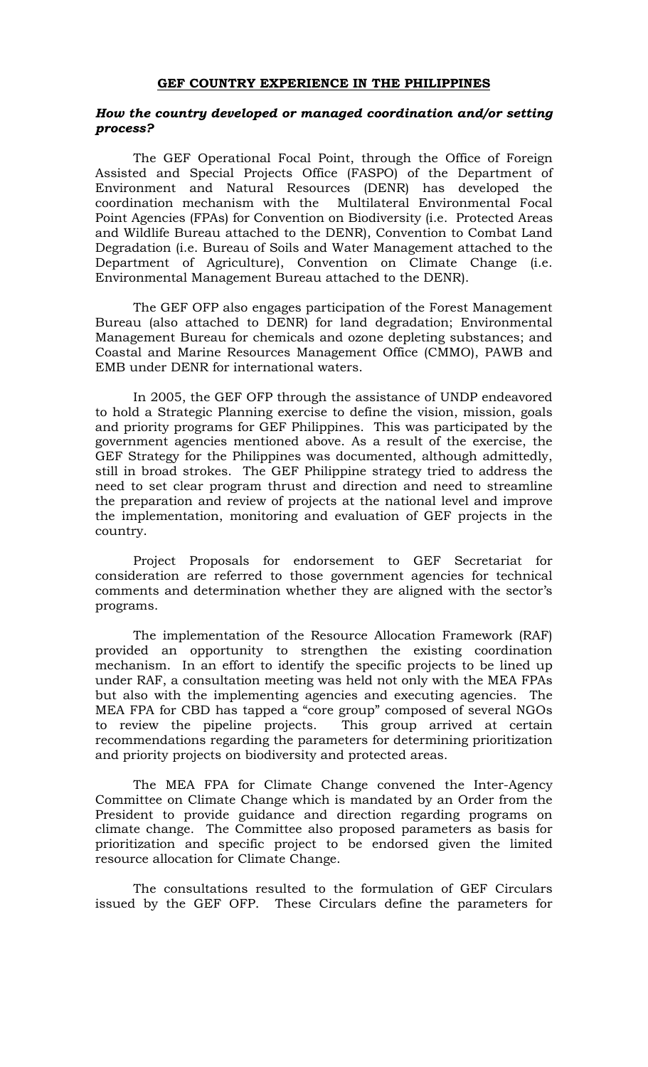# GEF COUNTRY EXPERIENCE IN THE PHILIPPINES

## *How the country developed or managed coordination and/or setting process?*

The GEF Operational Focal Point, through the Office of Foreign Assisted and Special Projects Office (FASPO) of the Department of Environment and Natural Resources (DENR) has developed the coordination mechanism with the Multilateral Environmental Focal Point Agencies (FPAs) for Convention on Biodiversity (i.e. Protected Areas and Wildlife Bureau attached to the DENR), Convention to Combat Land Degradation (i.e. Bureau of Soils and Water Management attached to the Department of Agriculture), Convention on Climate Change (i.e. Environmental Management Bureau attached to the DENR).

The GEF OFP also engages participation of the Forest Management Bureau (also attached to DENR) for land degradation; Environmental Management Bureau for chemicals and ozone depleting substances; and Coastal and Marine Resources Management Office (CMMO), PAWB and EMB under DENR for international waters.

In 2005, the GEF OFP through the assistance of UNDP endeavored to hold a Strategic Planning exercise to define the vision, mission, goals and priority programs for GEF Philippines. This was participated by the government agencies mentioned above. As a result of the exercise, the GEF Strategy for the Philippines was documented, although admittedly, still in broad strokes. The GEF Philippine strategy tried to address the need to set clear program thrust and direction and need to streamline the preparation and review of projects at the national level and improve the implementation, monitoring and evaluation of GEF projects in the country.

Project Proposals for endorsement to GEF Secretariat for consideration are referred to those government agencies for technical comments and determination whether they are aligned with the sector's programs.

The implementation of the Resource Allocation Framework (RAF) provided an opportunity to strengthen the existing coordination mechanism. In an effort to identify the specific projects to be lined up under RAF, a consultation meeting was held not only with the MEA FPAs but also with the implementing agencies and executing agencies. The MEA FPA for CBD has tapped a "core group" composed of several NGOs to review the pipeline projects. This group arrived at certain recommendations regarding the parameters for determining prioritization and priority projects on biodiversity and protected areas.

The MEA FPA for Climate Change convened the Inter-Agency Committee on Climate Change which is mandated by an Order from the President to provide guidance and direction regarding programs on climate change. The Committee also proposed parameters as basis for prioritization and specific project to be endorsed given the limited resource allocation for Climate Change.

The consultations resulted to the formulation of GEF Circulars issued by the GEF OFP. These Circulars define the parameters for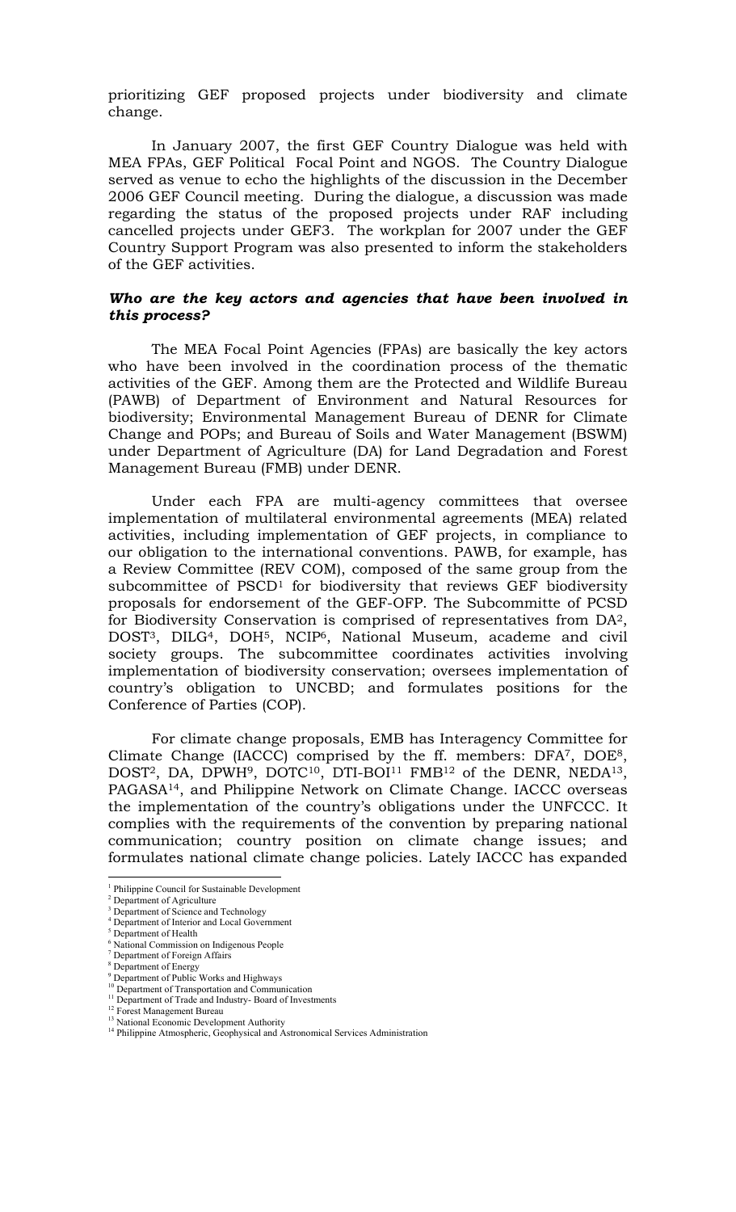prioritizing GEF proposed projects under biodiversity and climate change.

In January 2007, the first GEF Country Dialogue was held with MEA FPAs, GEF Political Focal Point and NGOS. The Country Dialogue served as venue to echo the highlights of the discussion in the December 2006 GEF Council meeting. During the dialogue, a discussion was made regarding the status of the proposed projects under RAF including cancelled projects under GEF3. The workplan for 2007 under the GEF Country Support Program was also presented to inform the stakeholders of the GEF activities.

***Who are the key actors and agencies that have been involved in this process?***

The MEA Focal Point Agencies (FPAs) are basically the key actors who have been involved in the coordination process of the thematic activities of the GEF. Among them are the Protected and Wildlife Bureau (PAWB) of Department of Environment and Natural Resources for biodiversity; Environmental Management Bureau of DENR for Climate Change and POPs; and Bureau of Soils and Water Management (BSWM) under Department of Agriculture (DA) for Land Degradation and Forest Management Bureau (FMB) under DENR.

Under each FPA are multi-agency committees that oversee implementation of multilateral environmental agreements (MEA) related activities, including implementation of GEF projects, in compliance to our obligation to the international conventions. PAWB, for example, has a Review Committee (REV COM), composed of the same group from the subcommittee of PSCD[1] for biodiversity that reviews GEF biodiversity proposals for endorsement of the GEF-OFP. The Subcommitte of PCSD for Biodiversity Conservation is comprised of representatives from DA[2], DOST[3], DILG[4], DOH[5], NCIP[6], National Museum, academe and civil society groups. The subcommittee coordinates activities involving implementation of biodiversity conservation; oversees implementation of country's obligation to UNCBD; and formulates positions for the Conference of Parties (COP).

For climate change proposals, EMB has Interagency Committee for Climate Change (IACCC) comprised by the ff. members: DFA[7], DOE[8], DOST[2], DA, DPWH[9], DOTC[10], DTI-BOI[11] FMB[12] of the DENR, NEDA[13], PAGASA[14], and Philippine Network on Climate Change. IACCC overseas the implementation of the country's obligations under the UNFCCC. It complies with the requirements of the convention by preparing national communication; country position on climate change issues; and formulates national climate change policies. Lately IACCC has expanded

---

[1] Philippine Council for Sustainable Development
[2] Department of Agriculture
[3] Department of Science and Technology
[4] Department of Interior and Local Government
[5] Department of Health
[6] National Commission on Indigenous People
[7] Department of Foreign Affairs
[8] Department of Energy
[9] Department of Public Works and Highways
[10] Department of Transportation and Communication
[11] Department of Trade and Industry- Board of Investments
[12] Forest Management Bureau
[13] National Economic Development Authority
[14] Philippine Atmospheric, Geophysical and Astronomical Services Administration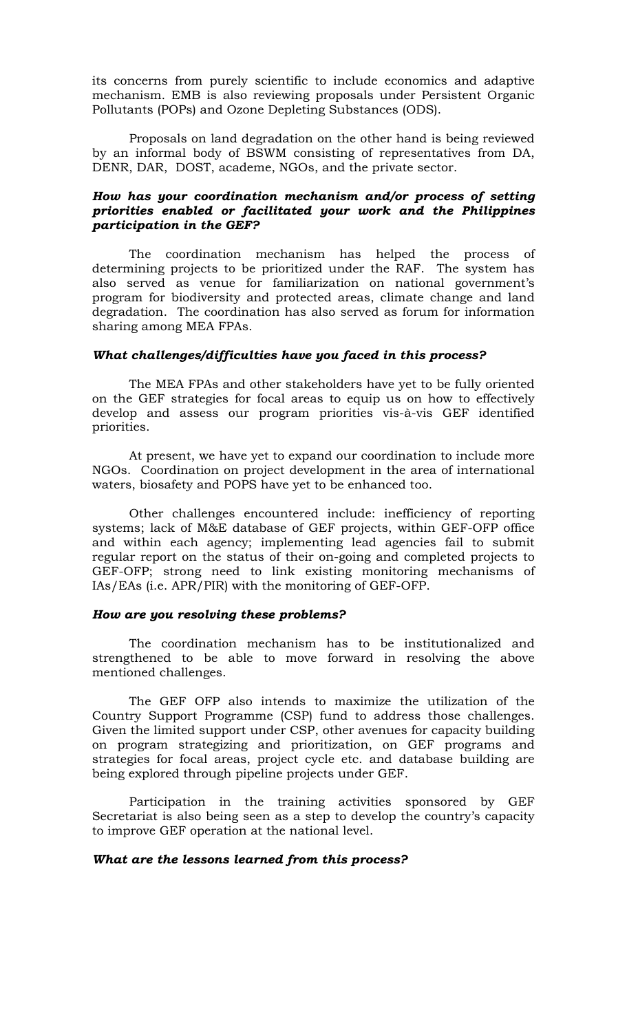its concerns from purely scientific to include economics and adaptive mechanism. EMB is also reviewing proposals under Persistent Organic Pollutants (POPs) and Ozone Depleting Substances (ODS).

Proposals on land degradation on the other hand is being reviewed by an informal body of BSWM consisting of representatives from DA, DENR, DAR, DOST, academe, NGOs, and the private sector.

***How has your coordination mechanism and/or process of setting priorities enabled or facilitated your work and the Philippines participation in the GEF?***

The coordination mechanism has helped the process of determining projects to be prioritized under the RAF. The system has also served as venue for familiarization on national government's program for biodiversity and protected areas, climate change and land degradation. The coordination has also served as forum for information sharing among MEA FPAs.

***What challenges/difficulties have you faced in this process?***

The MEA FPAs and other stakeholders have yet to be fully oriented on the GEF strategies for focal areas to equip us on how to effectively develop and assess our program priorities vis-à-vis GEF identified priorities.

At present, we have yet to expand our coordination to include more NGOs. Coordination on project development in the area of international waters, biosafety and POPS have yet to be enhanced too.

Other challenges encountered include: inefficiency of reporting systems; lack of M&E database of GEF projects, within GEF-OFP office and within each agency; implementing lead agencies fail to submit regular report on the status of their on-going and completed projects to GEF-OFP; strong need to link existing monitoring mechanisms of IAs/EAs (i.e. APR/PIR) with the monitoring of GEF-OFP.

***How are you resolving these problems?***

The coordination mechanism has to be institutionalized and strengthened to be able to move forward in resolving the above mentioned challenges.

The GEF OFP also intends to maximize the utilization of the Country Support Programme (CSP) fund to address those challenges. Given the limited support under CSP, other avenues for capacity building on program strategizing and prioritization, on GEF programs and strategies for focal areas, project cycle etc. and database building are being explored through pipeline projects under GEF.

Participation in the training activities sponsored by GEF Secretariat is also being seen as a step to develop the country's capacity to improve GEF operation at the national level.

***What are the lessons learned from this process?***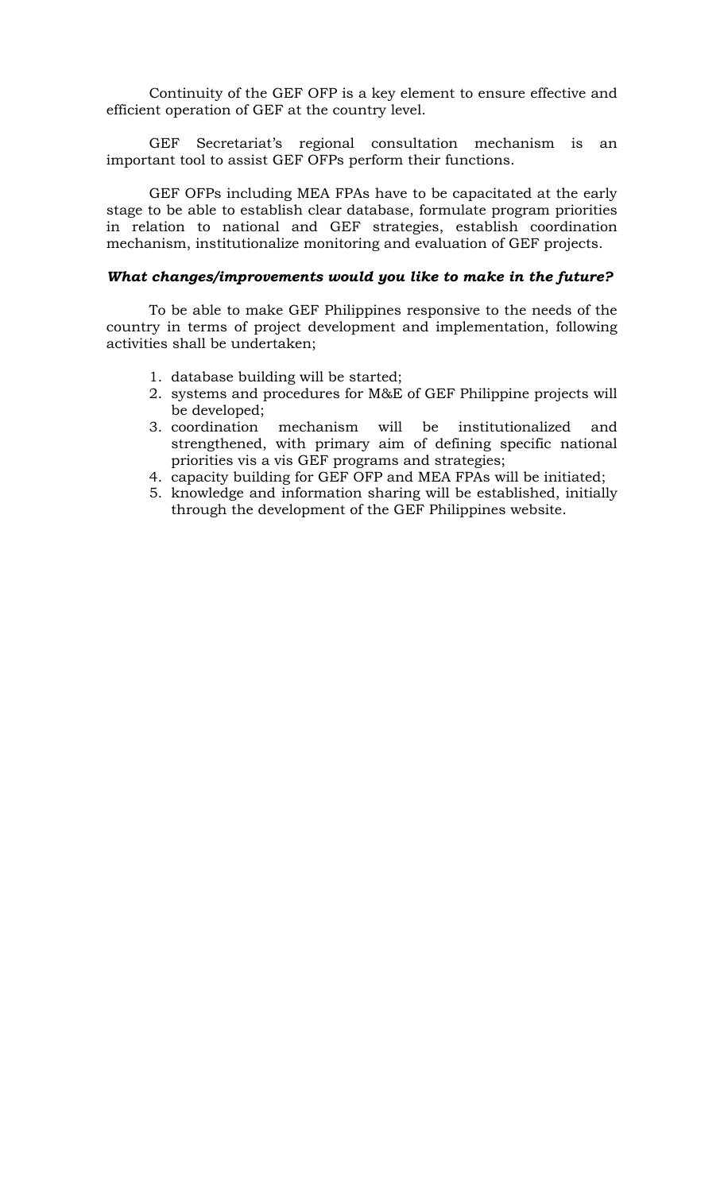Continuity of the GEF OFP is a key element to ensure effective and efficient operation of GEF at the country level.

GEF Secretariat's regional consultation mechanism is an important tool to assist GEF OFPs perform their functions.

GEF OFPs including MEA FPAs have to be capacitated at the early stage to be able to establish clear database, formulate program priorities in relation to national and GEF strategies, establish coordination mechanism, institutionalize monitoring and evaluation of GEF projects.

***What changes/improvements would you like to make in the future?***

To be able to make GEF Philippines responsive to the needs of the country in terms of project development and implementation, following activities shall be undertaken;

1. database building will be started;
2. systems and procedures for M&E of GEF Philippine projects will be developed;
3. coordination mechanism will be institutionalized and strengthened, with primary aim of defining specific national priorities vis a vis GEF programs and strategies;
4. capacity building for GEF OFP and MEA FPAs will be initiated;
5. knowledge and information sharing will be established, initially through the development of the GEF Philippines website.